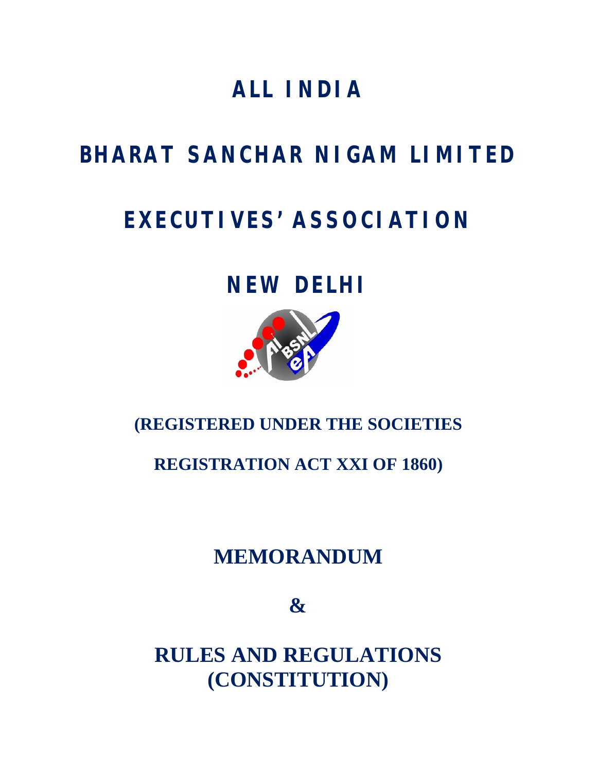# ALL INDIA

# BHARAT SANCHAR NIGAM LIMITED

# EXECUTIVES' ASSOCIATION

# NEW DELHI

**(REGISTERED UNDER THE SOCIETIES**

**REGISTRATION ACT XXI OF 1860)**

## MEMORANDUM

## &

## RULES AND REGULATIONS (CONSTITUTION)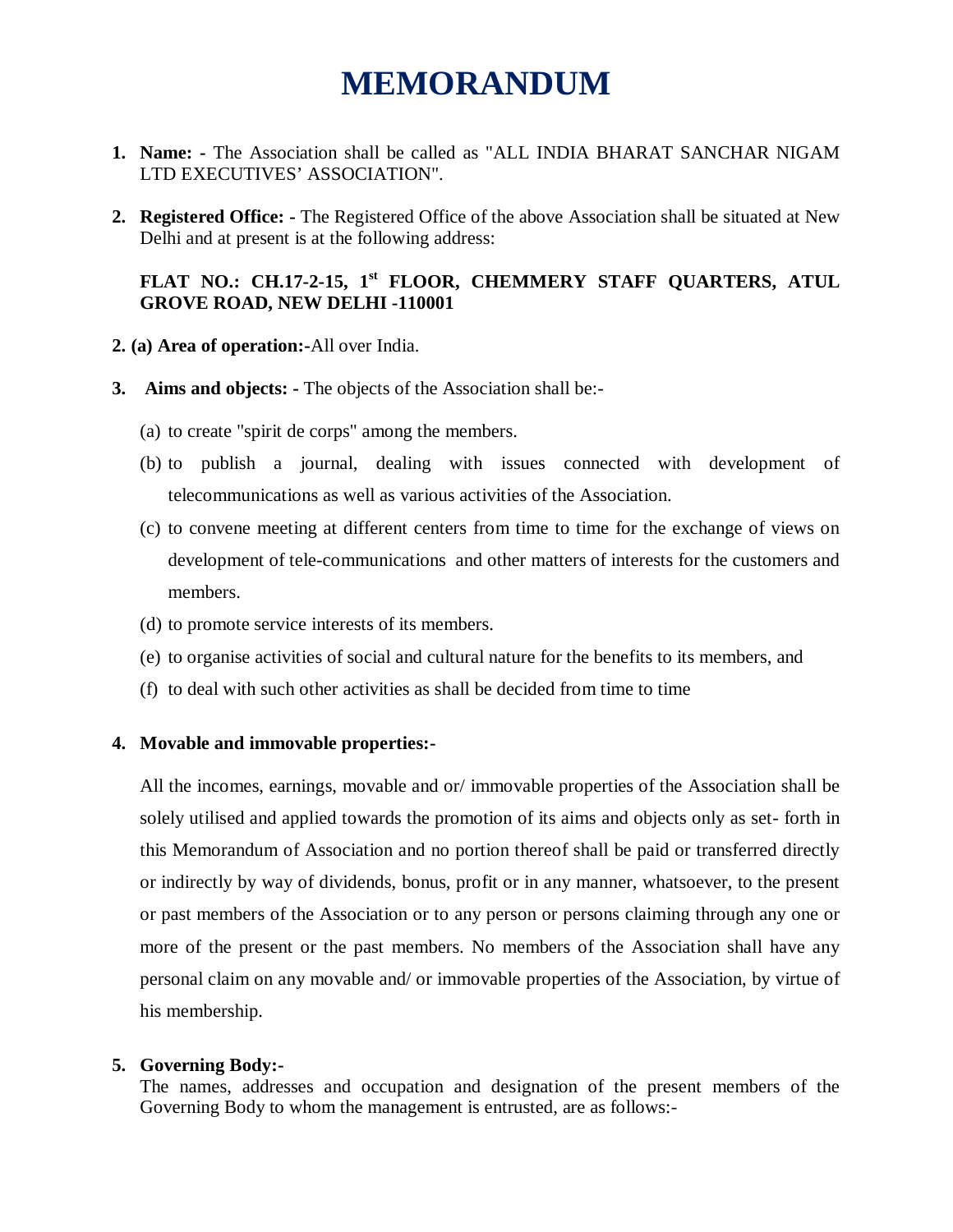# MEMORANDUM

1. **Name: -** The Association shall be called as "ALL INDIA BHARAT SANCHAR NIGAM LTD EXECUTIVES' ASSOCIATION".

2. **Registered Office: -** The Registered Office of the above Association shall be situated at New Delhi and at present is at the following address:

   **FLAT NO.: CH.17-2-15, 1st FLOOR, CHEMMERY STAFF QUARTERS, ATUL GROVE ROAD, NEW DELHI -110001**

**2. (a) Area of operation:-**All over India.

3. **Aims and objects: -** The objects of the Association shall be:-

   (a) to create "spirit de corps" among the members.

   (b) to publish a journal, dealing with issues connected with development of telecommunications as well as various activities of the Association.

   (c) to convene meeting at different centers from time to time for the exchange of views on development of tele-communications and other matters of interests for the customers and members.

   (d) to promote service interests of its members.

   (e) to organise activities of social and cultural nature for the benefits to its members, and

   (f) to deal with such other activities as shall be decided from time to time

4. **Movable and immovable properties:-**

   All the incomes, earnings, movable and or/ immovable properties of the Association shall be solely utilised and applied towards the promotion of its aims and objects only as set- forth in this Memorandum of Association and no portion thereof shall be paid or transferred directly or indirectly by way of dividends, bonus, profit or in any manner, whatsoever, to the present or past members of the Association or to any person or persons claiming through any one or more of the present or the past members. No members of the Association shall have any personal claim on any movable and/ or immovable properties of the Association, by virtue of his membership.

5. **Governing Body:-**
   The names, addresses and occupation and designation of the present members of the Governing Body to whom the management is entrusted, are as follows:-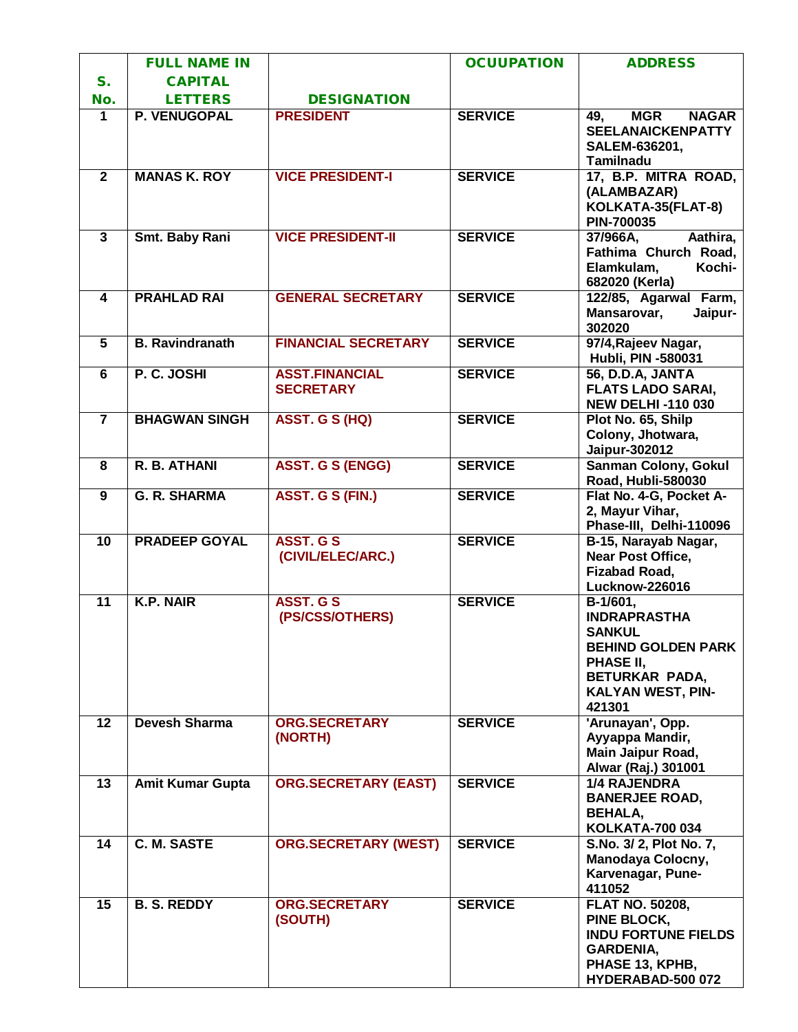| S. No. | FULL NAME IN CAPITAL LETTERS | DESIGNATION | OCUUPATION | ADDRESS |
|---|---|---|---|---|
| 1 | P. VENUGOPAL | PRESIDENT | SERVICE | 49, MGR NAGAR SEELANAICKENPATTY SALEM-636201, Tamilnadu |
| 2 | MANAS K. ROY | VICE PRESIDENT-I | SERVICE | 17, B.P. MITRA ROAD, (ALAMBAZAR) KOLKATA-35(FLAT-8) PIN-700035 |
| 3 | Smt. Baby Rani | VICE PRESIDENT-II | SERVICE | 37/966A, Aathira, Fathima Church Road, Elamkulam, Kochi-682020 (Kerla) |
| 4 | PRAHLAD RAI | GENERAL SECRETARY | SERVICE | 122/85, Agarwal Farm, Mansarovar, Jaipur-302020 |
| 5 | B. Ravindranath | FINANCIAL SECRETARY | SERVICE | 97/4,Rajeev Nagar, Hubli, PIN -580031 |
| 6 | P. C. JOSHI | ASST.FINANCIAL SECRETARY | SERVICE | 56, D.D.A, JANTA FLATS LADO SARAI, NEW DELHI -110 030 |
| 7 | BHAGWAN SINGH | ASST. G S (HQ) | SERVICE | Plot No. 65, Shilp Colony, Jhotwara, Jaipur-302012 |
| 8 | R. B. ATHANI | ASST. G S (ENGG) | SERVICE | Sanman Colony, Gokul Road, Hubli-580030 |
| 9 | G. R. SHARMA | ASST. G S (FIN.) | SERVICE | Flat No. 4-G, Pocket A-2, Mayur Vihar, Phase-III, Delhi-110096 |
| 10 | PRADEEP GOYAL | ASST. G S (CIVIL/ELEC/ARC.) | SERVICE | B-15, Narayab Nagar, Near Post Office, Fizabad Road, Lucknow-226016 |
| 11 | K.P. NAIR | ASST. G S (PS/CSS/OTHERS) | SERVICE | B-1/601, INDRAPRASTHA SANKUL BEHIND GOLDEN PARK PHASE II, BETURKAR PADA, KALYAN WEST, PIN-421301 |
| 12 | Devesh Sharma | ORG.SECRETARY (NORTH) | SERVICE | 'Arunayan', Opp. Ayyappa Mandir, Main Jaipur Road, Alwar (Raj.) 301001 |
| 13 | Amit Kumar Gupta | ORG.SECRETARY (EAST) | SERVICE | 1/4 RAJENDRA BANERJEE ROAD, BEHALA, KOLKATA-700 034 |
| 14 | C. M. SASTE | ORG.SECRETARY (WEST) | SERVICE | S.No. 3/ 2, Plot No. 7, Manodaya Colocny, Karvenagar, Pune-411052 |
| 15 | B. S. REDDY | ORG.SECRETARY (SOUTH) | SERVICE | FLAT NO. 50208, PINE BLOCK, INDU FORTUNE FIELDS GARDENIA, PHASE 13, KPHB, HYDERABAD-500 072 |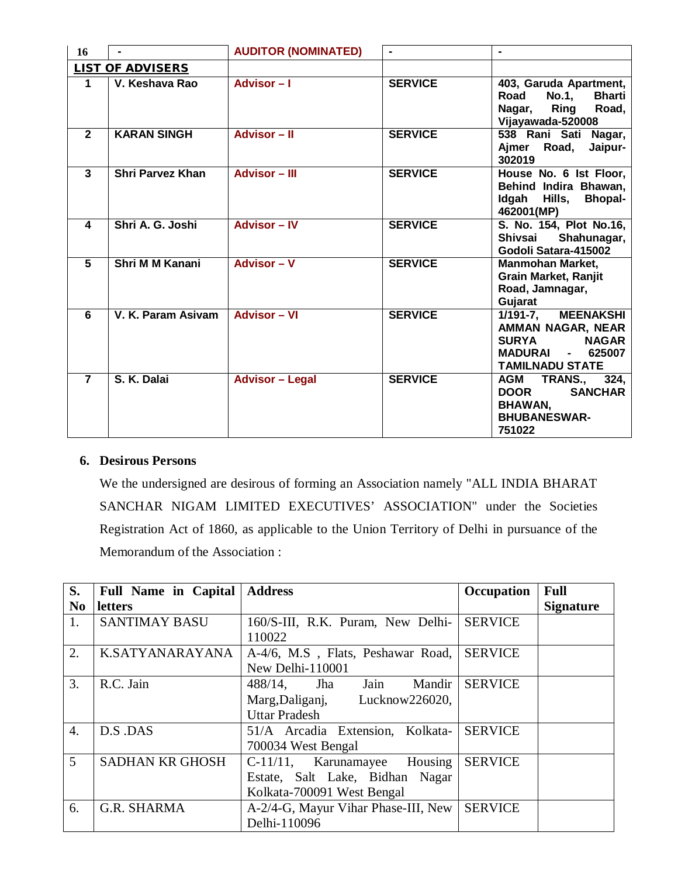| 16 | - | AUDITOR (NOMINATED) | - | - |
|---|---|---|---|---|
| **LIST OF ADVISERS** | | | | |
| 1 | V. Keshava Rao | Advisor – I | SERVICE | 403, Garuda Apartment, Road No.1, Bharti Nagar, Ring Road, Vijayawada-520008 |
| 2 | KARAN SINGH | Advisor – II | SERVICE | 538 Rani Sati Nagar, Ajmer Road, Jaipur-302019 |
| 3 | Shri Parvez Khan | Advisor – III | SERVICE | House No. 6 Ist Floor, Behind Indira Bhawan, Idgah Hills, Bhopal-462001(MP) |
| 4 | Shri A. G. Joshi | Advisor – IV | SERVICE | S. No. 154, Plot No.16, Shivsai Shahunagar, Godoli Satara-415002 |
| 5 | Shri M M Kanani | Advisor – V | SERVICE | Manmohan Market, Grain Market, Ranjit Road, Jamnagar, Gujarat |
| 6 | V. K. Param Asivam | Advisor – VI | SERVICE | 1/191-7, MEENAKSHI AMMAN NAGAR, NEAR SURYA NAGAR MADURAI - 625007 TAMILNADU STATE |
| 7 | S. K. Dalai | Advisor – Legal | SERVICE | AGM TRANS., 324, DOOR SANCHAR BHAWAN, BHUBANESWAR-751022 |

## 6. Desirous Persons

We the undersigned are desirous of forming an Association namely "ALL INDIA BHARAT SANCHAR NIGAM LIMITED EXECUTIVES' ASSOCIATION" under the Societies Registration Act of 1860, as applicable to the Union Territory of Delhi in pursuance of the Memorandum of the Association :

| S. No | Full Name in Capital letters | Address | Occupation | Full Signature |
|---|---|---|---|---|
| 1. | SANTIMAY BASU | 160/S-III, R.K. Puram, New Delhi-110022 | SERVICE | |
| 2. | K.SATYANARAYANA | A-4/6, M.S , Flats, Peshawar Road, New Delhi-110001 | SERVICE | |
| 3. | R.C. Jain | 488/14, Jha Jain Mandir Marg,Daliganj, Lucknow226020, Uttar Pradesh | SERVICE | |
| 4. | D.S .DAS | 51/A Arcadia Extension, Kolkata-700034 West Bengal | SERVICE | |
| 5 | SADHAN KR GHOSH | C-11/11, Karunamayee Housing Estate, Salt Lake, Bidhan Nagar Kolkata-700091 West Bengal | SERVICE | |
| 6. | G.R. SHARMA | A-2/4-G, Mayur Vihar Phase-III, New Delhi-110096 | SERVICE | |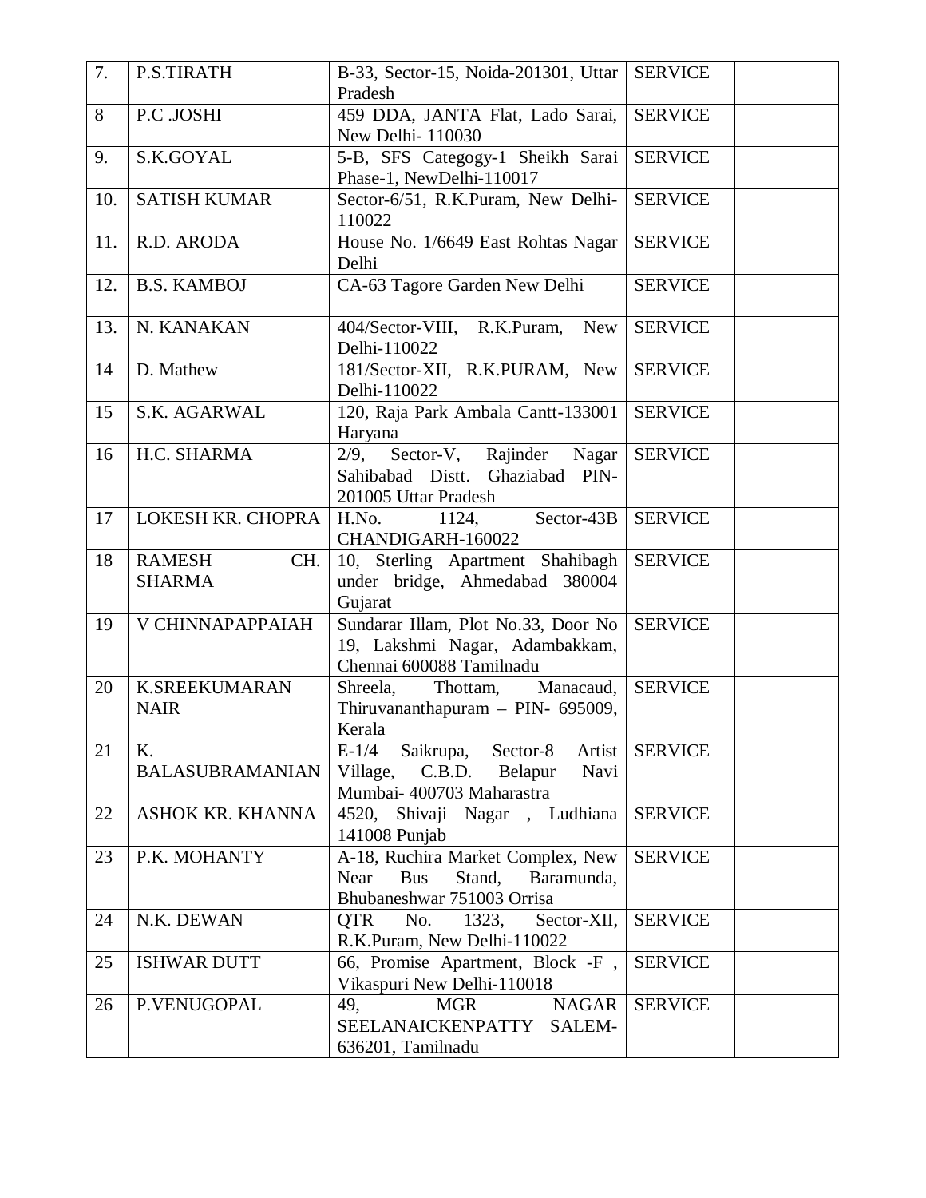| 7. | P.S.TIRATH | B-33, Sector-15, Noida-201301, Uttar Pradesh | SERVICE | |
|---|---|---|---|---|
| 8 | P.C .JOSHI | 459 DDA, JANTA Flat, Lado Sarai, New Delhi- 110030 | SERVICE | |
| 9. | S.K.GOYAL | 5-B, SFS Categogy-1 Sheikh Sarai Phase-1, NewDelhi-110017 | SERVICE | |
| 10. | SATISH KUMAR | Sector-6/51, R.K.Puram, New Delhi-110022 | SERVICE | |
| 11. | R.D. ARODA | House No. 1/6649 East Rohtas Nagar Delhi | SERVICE | |
| 12. | B.S. KAMBOJ | CA-63 Tagore Garden New Delhi | SERVICE | |
| 13. | N. KANAKAN | 404/Sector-VIII, R.K.Puram, New Delhi-110022 | SERVICE | |
| 14 | D. Mathew | 181/Sector-XII, R.K.PURAM, New Delhi-110022 | SERVICE | |
| 15 | S.K. AGARWAL | 120, Raja Park Ambala Cantt-133001 Haryana | SERVICE | |
| 16 | H.C. SHARMA | 2/9, Sector-V, Rajinder Nagar Sahibabad Distt. Ghaziabad PIN-201005 Uttar Pradesh | SERVICE | |
| 17 | LOKESH KR. CHOPRA | H.No. 1124, Sector-43B CHANDIGARH-160022 | SERVICE | |
| 18 | RAMESH CH. SHARMA | 10, Sterling Apartment Shahibagh under bridge, Ahmedabad 380004 Gujarat | SERVICE | |
| 19 | V CHINNAPAPPAIAH | Sundarar Illam, Plot No.33, Door No 19, Lakshmi Nagar, Adambakkam, Chennai 600088 Tamilnadu | SERVICE | |
| 20 | K.SREEKUMARAN NAIR | Shreela, Thottam, Manacaud, Thiruvananthapuram – PIN- 695009, Kerala | SERVICE | |
| 21 | K. BALASUBRAMANIAN | E-1/4 Saikrupa, Sector-8 Artist Village, C.B.D. Belapur Navi Mumbai- 400703 Maharastra | SERVICE | |
| 22 | ASHOK KR. KHANNA | 4520, Shivaji Nagar , Ludhiana 141008 Punjab | SERVICE | |
| 23 | P.K. MOHANTY | A-18, Ruchira Market Complex, New Near Bus Stand, Baramunda, Bhubaneshwar 751003 Orrisa | SERVICE | |
| 24 | N.K. DEWAN | QTR No. 1323, Sector-XII, R.K.Puram, New Delhi-110022 | SERVICE | |
| 25 | ISHWAR DUTT | 66, Promise Apartment, Block -F , Vikaspuri New Delhi-110018 | SERVICE | |
| 26 | P.VENUGOPAL | 49, MGR NAGAR SEELANAICKENPATTY SALEM-636201, Tamilnadu | SERVICE | |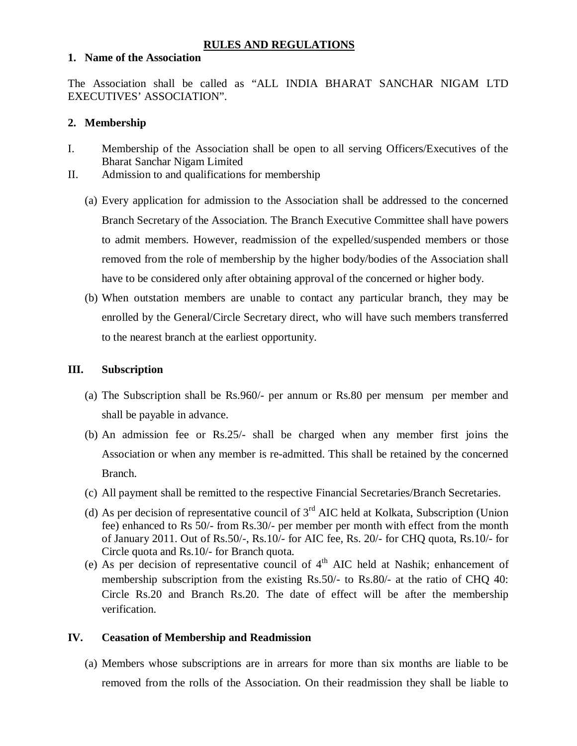## RULES AND REGULATIONS

### 1. Name of the Association

The Association shall be called as "ALL INDIA BHARAT SANCHAR NIGAM LTD EXECUTIVES' ASSOCIATION".

### 2. Membership

I. Membership of the Association shall be open to all serving Officers/Executives of the Bharat Sanchar Nigam Limited

II. Admission to and qualifications for membership

(a) Every application for admission to the Association shall be addressed to the concerned Branch Secretary of the Association. The Branch Executive Committee shall have powers to admit members. However, readmission of the expelled/suspended members or those removed from the role of membership by the higher body/bodies of the Association shall have to be considered only after obtaining approval of the concerned or higher body.

(b) When outstation members are unable to contact any particular branch, they may be enrolled by the General/Circle Secretary direct, who will have such members transferred to the nearest branch at the earliest opportunity.

### III. Subscription

(a) The Subscription shall be Rs.960/- per annum or Rs.80 per mensum per member and shall be payable in advance.

(b) An admission fee or Rs.25/- shall be charged when any member first joins the Association or when any member is re-admitted. This shall be retained by the concerned Branch.

(c) All payment shall be remitted to the respective Financial Secretaries/Branch Secretaries.

(d) As per decision of representative council of 3rd AIC held at Kolkata, Subscription (Union fee) enhanced to Rs 50/- from Rs.30/- per member per month with effect from the month of January 2011. Out of Rs.50/-, Rs.10/- for AIC fee, Rs. 20/- for CHQ quota, Rs.10/- for Circle quota and Rs.10/- for Branch quota.

(e) As per decision of representative council of 4th AIC held at Nashik; enhancement of membership subscription from the existing Rs.50/- to Rs.80/- at the ratio of CHQ 40: Circle Rs.20 and Branch Rs.20. The date of effect will be after the membership verification.

### IV. Ceasation of Membership and Readmission

(a) Members whose subscriptions are in arrears for more than six months are liable to be removed from the rolls of the Association. On their readmission they shall be liable to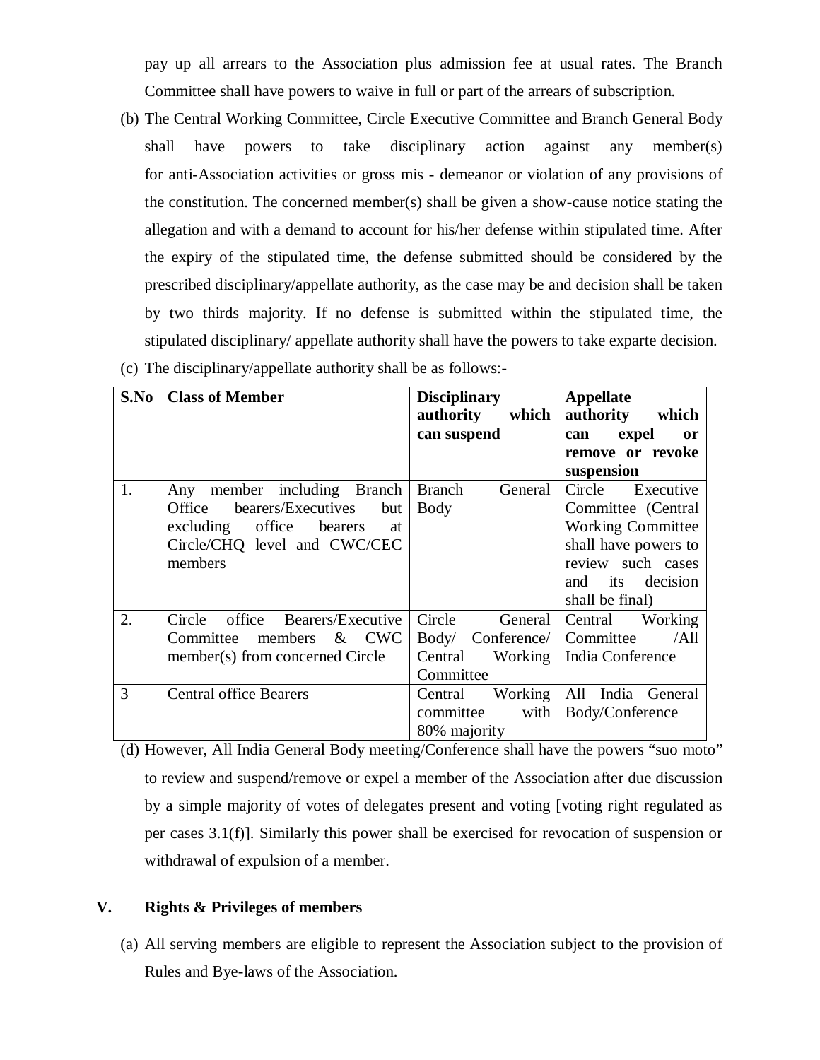pay up all arrears to the Association plus admission fee at usual rates. The Branch Committee shall have powers to waive in full or part of the arrears of subscription.

(b) The Central Working Committee, Circle Executive Committee and Branch General Body shall have powers to take disciplinary action against any member(s) for anti-Association activities or gross mis - demeanor or violation of any provisions of the constitution. The concerned member(s) shall be given a show-cause notice stating the allegation and with a demand to account for his/her defense within stipulated time. After the expiry of the stipulated time, the defense submitted should be considered by the prescribed disciplinary/appellate authority, as the case may be and decision shall be taken by two thirds majority. If no defense is submitted within the stipulated time, the stipulated disciplinary/ appellate authority shall have the powers to take exparte decision.

(c) The disciplinary/appellate authority shall be as follows:-

| S.No | Class of Member | Disciplinary authority which can suspend | Appellate authority which can expel or remove or revoke suspension |
|---|---|---|---|
| 1. | Any member including Branch Office bearers/Executives but excluding office bearers at Circle/CHQ level and CWC/CEC members | Branch General Body | Circle Executive Committee (Central Working Committee shall have powers to review such cases and its decision shall be final) |
| 2. | Circle office Bearers/Executive Committee members & CWC member(s) from concerned Circle | Circle General Body/ Conference/ Central Working Committee | Central Working Committee /All India Conference |
| 3 | Central office Bearers | Central Working committee with 80% majority | All India General Body/Conference |

(d) However, All India General Body meeting/Conference shall have the powers "suo moto" to review and suspend/remove or expel a member of the Association after due discussion by a simple majority of votes of delegates present and voting [voting right regulated as per cases 3.1(f)]. Similarly this power shall be exercised for revocation of suspension or withdrawal of expulsion of a member.

## V. Rights & Privileges of members

(a) All serving members are eligible to represent the Association subject to the provision of Rules and Bye-laws of the Association.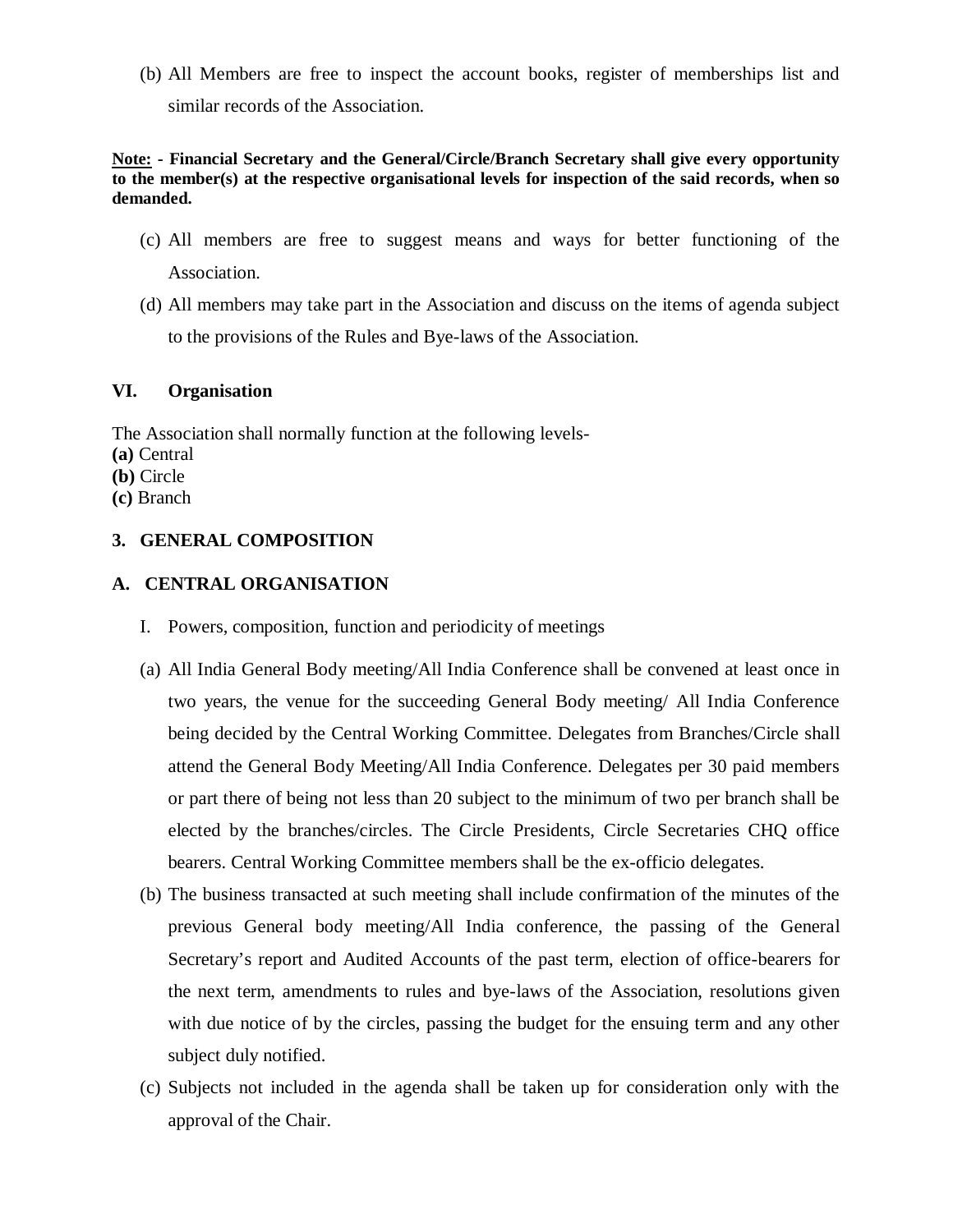(b) All Members are free to inspect the account books, register of memberships list and similar records of the Association.

**<u>Note:</u> - Financial Secretary and the General/Circle/Branch Secretary shall give every opportunity to the member(s) at the respective organisational levels for inspection of the said records, when so demanded.**

(c) All members are free to suggest means and ways for better functioning of the Association.

(d) All members may take part in the Association and discuss on the items of agenda subject to the provisions of the Rules and Bye-laws of the Association.

## VI. Organisation

The Association shall normally function at the following levels-

**(a)** Central
**(b)** Circle
**(c)** Branch

## 3. GENERAL COMPOSITION

## A. CENTRAL ORGANISATION

I. Powers, composition, function and periodicity of meetings

(a) All India General Body meeting/All India Conference shall be convened at least once in two years, the venue for the succeeding General Body meeting/ All India Conference being decided by the Central Working Committee. Delegates from Branches/Circle shall attend the General Body Meeting/All India Conference. Delegates per 30 paid members or part there of being not less than 20 subject to the minimum of two per branch shall be elected by the branches/circles. The Circle Presidents, Circle Secretaries CHQ office bearers. Central Working Committee members shall be the ex-officio delegates.

(b) The business transacted at such meeting shall include confirmation of the minutes of the previous General body meeting/All India conference, the passing of the General Secretary's report and Audited Accounts of the past term, election of office-bearers for the next term, amendments to rules and bye-laws of the Association, resolutions given with due notice of by the circles, passing the budget for the ensuing term and any other subject duly notified.

(c) Subjects not included in the agenda shall be taken up for consideration only with the approval of the Chair.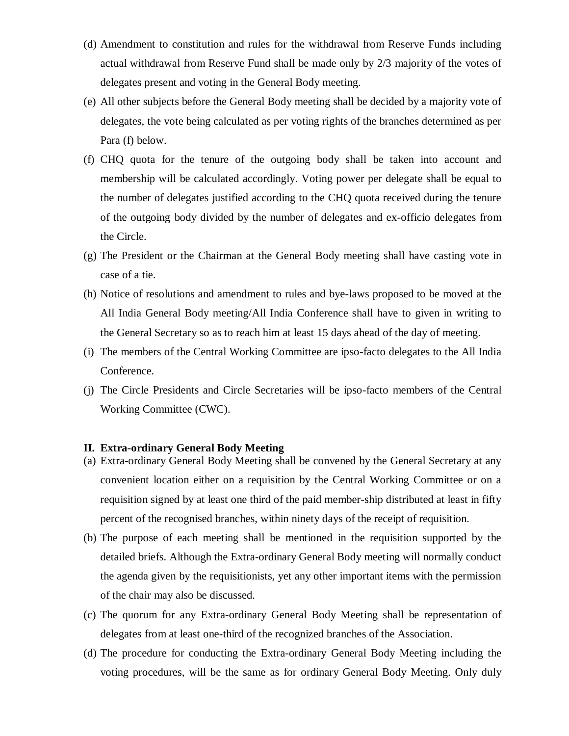(d) Amendment to constitution and rules for the withdrawal from Reserve Funds including actual withdrawal from Reserve Fund shall be made only by 2/3 majority of the votes of delegates present and voting in the General Body meeting.

(e) All other subjects before the General Body meeting shall be decided by a majority vote of delegates, the vote being calculated as per voting rights of the branches determined as per Para (f) below.

(f) CHQ quota for the tenure of the outgoing body shall be taken into account and membership will be calculated accordingly. Voting power per delegate shall be equal to the number of delegates justified according to the CHQ quota received during the tenure of the outgoing body divided by the number of delegates and ex-officio delegates from the Circle.

(g) The President or the Chairman at the General Body meeting shall have casting vote in case of a tie.

(h) Notice of resolutions and amendment to rules and bye-laws proposed to be moved at the All India General Body meeting/All India Conference shall have to given in writing to the General Secretary so as to reach him at least 15 days ahead of the day of meeting.

(i) The members of the Central Working Committee are ipso-facto delegates to the All India Conference.

(j) The Circle Presidents and Circle Secretaries will be ipso-facto members of the Central Working Committee (CWC).

**II. Extra-ordinary General Body Meeting**

(a) Extra-ordinary General Body Meeting shall be convened by the General Secretary at any convenient location either on a requisition by the Central Working Committee or on a requisition signed by at least one third of the paid member-ship distributed at least in fifty percent of the recognised branches, within ninety days of the receipt of requisition.

(b) The purpose of each meeting shall be mentioned in the requisition supported by the detailed briefs. Although the Extra-ordinary General Body meeting will normally conduct the agenda given by the requisitionists, yet any other important items with the permission of the chair may also be discussed.

(c) The quorum for any Extra-ordinary General Body Meeting shall be representation of delegates from at least one-third of the recognized branches of the Association.

(d) The procedure for conducting the Extra-ordinary General Body Meeting including the voting procedures, will be the same as for ordinary General Body Meeting. Only duly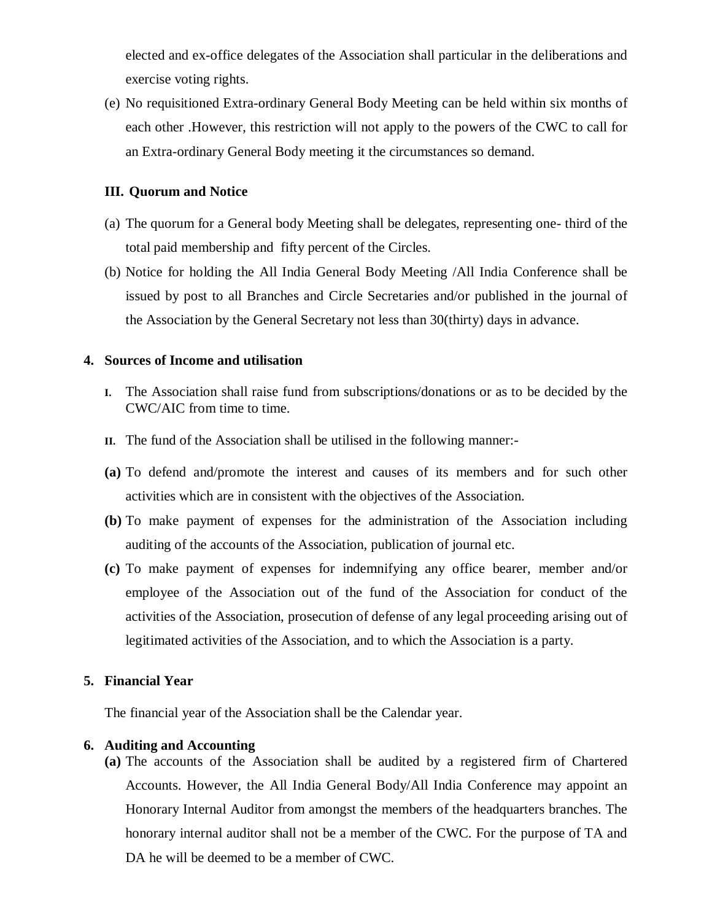elected and ex-office delegates of the Association shall particular in the deliberations and exercise voting rights.

(e) No requisitioned Extra-ordinary General Body Meeting can be held within six months of each other .However, this restriction will not apply to the powers of the CWC to call for an Extra-ordinary General Body meeting it the circumstances so demand.

### III. Quorum and Notice

(a) The quorum for a General body Meeting shall be delegates, representing one- third of the total paid membership and fifty percent of the Circles.

(b) Notice for holding the All India General Body Meeting /All India Conference shall be issued by post to all Branches and Circle Secretaries and/or published in the journal of the Association by the General Secretary not less than 30(thirty) days in advance.

## 4. Sources of Income and utilisation

I. The Association shall raise fund from subscriptions/donations or as to be decided by the CWC/AIC from time to time.

II. The fund of the Association shall be utilised in the following manner:-

**(a)** To defend and/promote the interest and causes of its members and for such other activities which are in consistent with the objectives of the Association.

**(b)** To make payment of expenses for the administration of the Association including auditing of the accounts of the Association, publication of journal etc.

**(c)** To make payment of expenses for indemnifying any office bearer, member and/or employee of the Association out of the fund of the Association for conduct of the activities of the Association, prosecution of defense of any legal proceeding arising out of legitimated activities of the Association, and to which the Association is a party.

## 5. Financial Year

The financial year of the Association shall be the Calendar year.

## 6. Auditing and Accounting

**(a)** The accounts of the Association shall be audited by a registered firm of Chartered Accounts. However, the All India General Body/All India Conference may appoint an Honorary Internal Auditor from amongst the members of the headquarters branches. The honorary internal auditor shall not be a member of the CWC. For the purpose of TA and DA he will be deemed to be a member of CWC.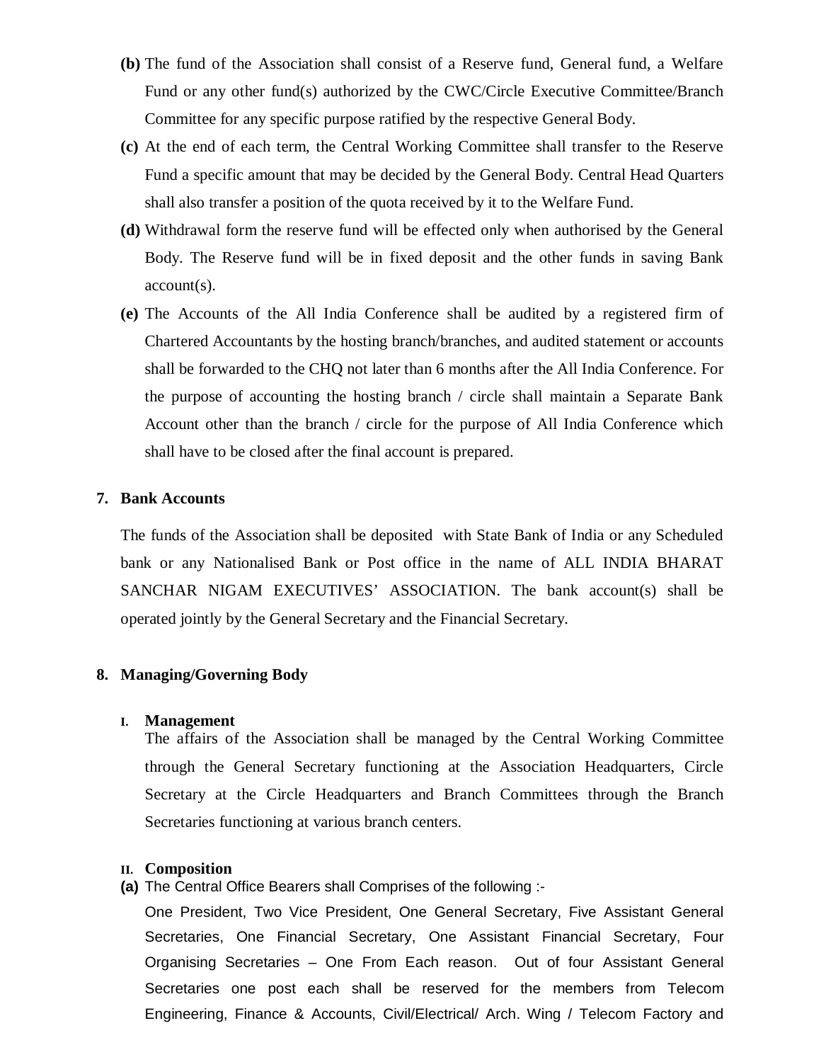**(b)** The fund of the Association shall consist of a Reserve fund, General fund, a Welfare Fund or any other fund(s) authorized by the CWC/Circle Executive Committee/Branch Committee for any specific purpose ratified by the respective General Body.

**(c)** At the end of each term, the Central Working Committee shall transfer to the Reserve Fund a specific amount that may be decided by the General Body. Central Head Quarters shall also transfer a position of the quota received by it to the Welfare Fund.

**(d)** Withdrawal form the reserve fund will be effected only when authorised by the General Body. The Reserve fund will be in fixed deposit and the other funds in saving Bank account(s).

**(e)** The Accounts of the All India Conference shall be audited by a registered firm of Chartered Accountants by the hosting branch/branches, and audited statement or accounts shall be forwarded to the CHQ not later than 6 months after the All India Conference. For the purpose of accounting the hosting branch / circle shall maintain a Separate Bank Account other than the branch / circle for the purpose of All India Conference which shall have to be closed after the final account is prepared.

## 7. Bank Accounts

The funds of the Association shall be deposited with State Bank of India or any Scheduled bank or any Nationalised Bank or Post office in the name of ALL INDIA BHARAT SANCHAR NIGAM EXECUTIVES' ASSOCIATION. The bank account(s) shall be operated jointly by the General Secretary and the Financial Secretary.

## 8. Managing/Governing Body

### I. Management

The affairs of the Association shall be managed by the Central Working Committee through the General Secretary functioning at the Association Headquarters, Circle Secretary at the Circle Headquarters and Branch Committees through the Branch Secretaries functioning at various branch centers.

### II. Composition

**(a)** The Central Office Bearers shall Comprises of the following :-

One President, Two Vice President, One General Secretary, Five Assistant General Secretaries, One Financial Secretary, One Assistant Financial Secretary, Four Organising Secretaries – One From Each reason. Out of four Assistant General Secretaries one post each shall be reserved for the members from Telecom Engineering, Finance & Accounts, Civil/Electrical/ Arch. Wing / Telecom Factory and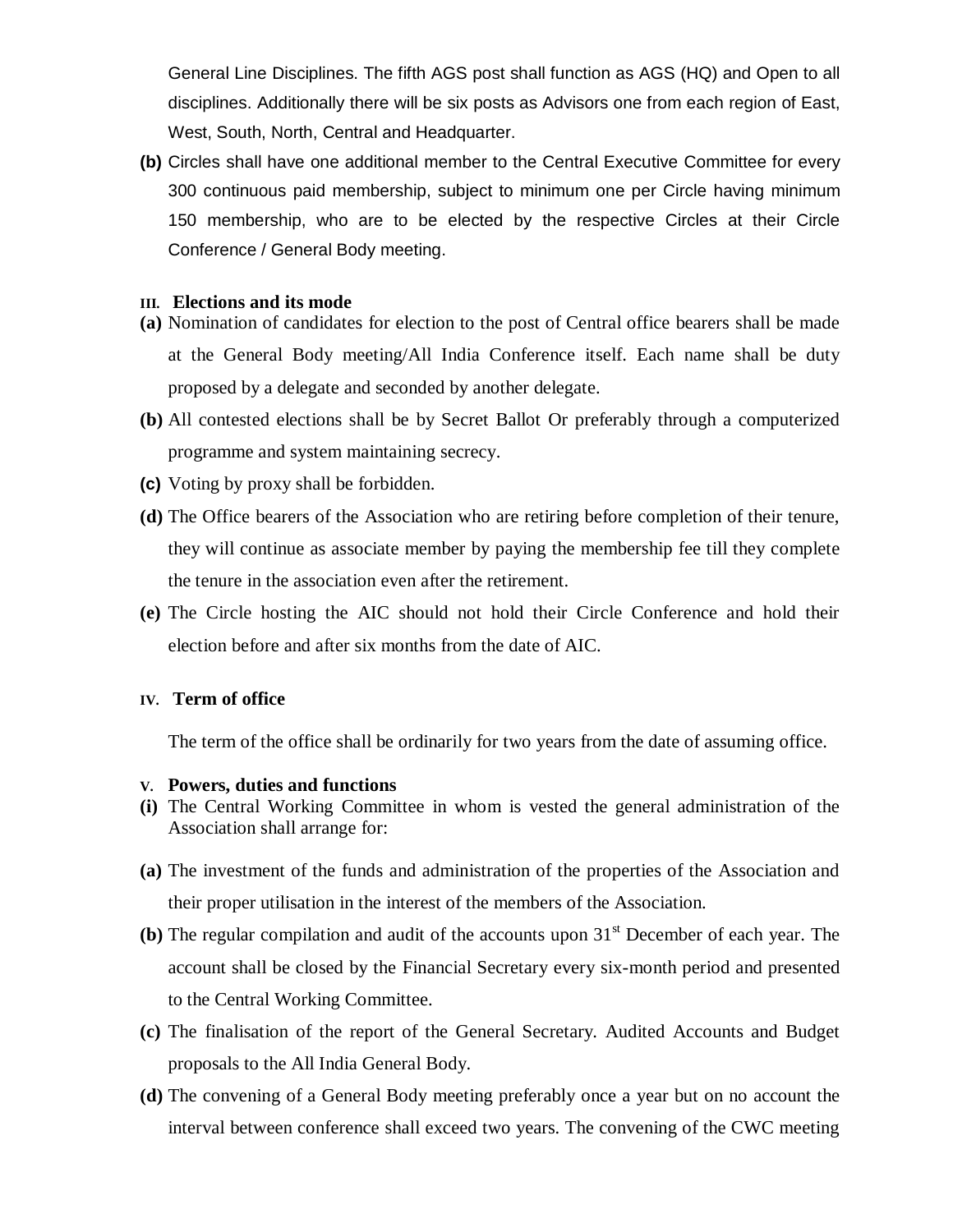General Line Disciplines. The fifth AGS post shall function as AGS (HQ) and Open to all disciplines. Additionally there will be six posts as Advisors one from each region of East, West, South, North, Central and Headquarter.

**(b)** Circles shall have one additional member to the Central Executive Committee for every 300 continuous paid membership, subject to minimum one per Circle having minimum 150 membership, who are to be elected by the respective Circles at their Circle Conference / General Body meeting.

### III. Elections and its mode

**(a)** Nomination of candidates for election to the post of Central office bearers shall be made at the General Body meeting/All India Conference itself. Each name shall be duty proposed by a delegate and seconded by another delegate.

**(b)** All contested elections shall be by Secret Ballot Or preferably through a computerized programme and system maintaining secrecy.

**(c)** Voting by proxy shall be forbidden.

**(d)** The Office bearers of the Association who are retiring before completion of their tenure, they will continue as associate member by paying the membership fee till they complete the tenure in the association even after the retirement.

**(e)** The Circle hosting the AIC should not hold their Circle Conference and hold their election before and after six months from the date of AIC.

### IV. Term of office

The term of the office shall be ordinarily for two years from the date of assuming office.

### V. Powers, duties and functions

**(i)** The Central Working Committee in whom is vested the general administration of the Association shall arrange for:

**(a)** The investment of the funds and administration of the properties of the Association and their proper utilisation in the interest of the members of the Association.

**(b)** The regular compilation and audit of the accounts upon 31st December of each year. The account shall be closed by the Financial Secretary every six-month period and presented to the Central Working Committee.

**(c)** The finalisation of the report of the General Secretary. Audited Accounts and Budget proposals to the All India General Body.

**(d)** The convening of a General Body meeting preferably once a year but on no account the interval between conference shall exceed two years. The convening of the CWC meeting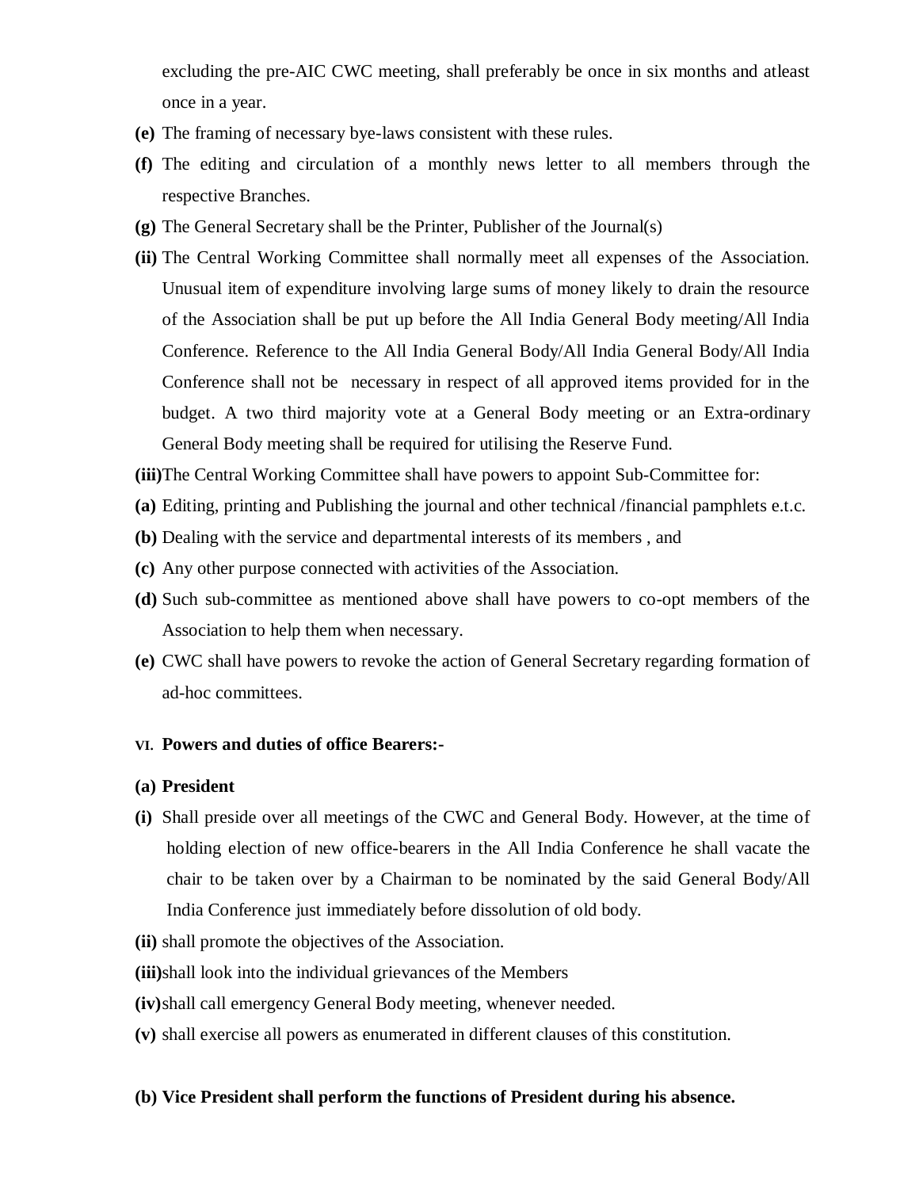excluding the pre-AIC CWC meeting, shall preferably be once in six months and atleast once in a year.

**(e)** The framing of necessary bye-laws consistent with these rules.

**(f)** The editing and circulation of a monthly news letter to all members through the respective Branches.

**(g)** The General Secretary shall be the Printer, Publisher of the Journal(s)

**(ii)** The Central Working Committee shall normally meet all expenses of the Association. Unusual item of expenditure involving large sums of money likely to drain the resource of the Association shall be put up before the All India General Body meeting/All India Conference. Reference to the All India General Body/All India General Body/All India Conference shall not be necessary in respect of all approved items provided for in the budget. A two third majority vote at a General Body meeting or an Extra-ordinary General Body meeting shall be required for utilising the Reserve Fund.

**(iii)** The Central Working Committee shall have powers to appoint Sub-Committee for:

**(a)** Editing, printing and Publishing the journal and other technical /financial pamphlets e.t.c.

**(b)** Dealing with the service and departmental interests of its members , and

**(c)** Any other purpose connected with activities of the Association.

**(d)** Such sub-committee as mentioned above shall have powers to co-opt members of the Association to help them when necessary.

**(e)** CWC shall have powers to revoke the action of General Secretary regarding formation of ad-hoc committees.

## VI. Powers and duties of office Bearers:-

### (a) President

**(i)** Shall preside over all meetings of the CWC and General Body. However, at the time of holding election of new office-bearers in the All India Conference he shall vacate the chair to be taken over by a Chairman to be nominated by the said General Body/All India Conference just immediately before dissolution of old body.

**(ii)** shall promote the objectives of the Association.

**(iii)** shall look into the individual grievances of the Members

**(iv)** shall call emergency General Body meeting, whenever needed.

**(v)** shall exercise all powers as enumerated in different clauses of this constitution.

### (b) Vice President shall perform the functions of President during his absence.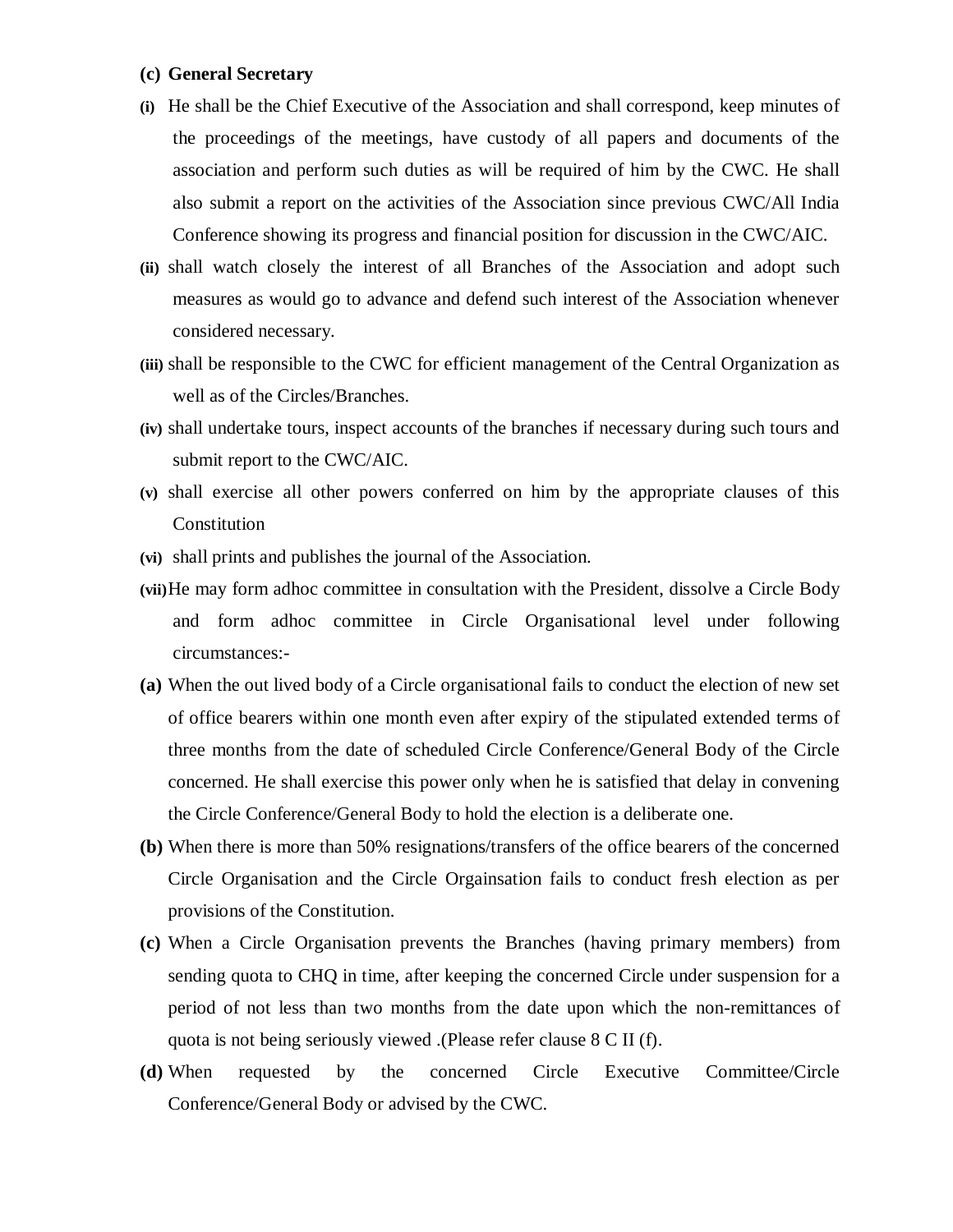**(c) General Secretary**

**(i)** He shall be the Chief Executive of the Association and shall correspond, keep minutes of the proceedings of the meetings, have custody of all papers and documents of the association and perform such duties as will be required of him by the CWC. He shall also submit a report on the activities of the Association since previous CWC/All India Conference showing its progress and financial position for discussion in the CWC/AIC.

**(ii)** shall watch closely the interest of all Branches of the Association and adopt such measures as would go to advance and defend such interest of the Association whenever considered necessary.

**(iii)** shall be responsible to the CWC for efficient management of the Central Organization as well as of the Circles/Branches.

**(iv)** shall undertake tours, inspect accounts of the branches if necessary during such tours and submit report to the CWC/AIC.

**(v)** shall exercise all other powers conferred on him by the appropriate clauses of this Constitution

**(vi)** shall prints and publishes the journal of the Association.

**(vii)** He may form adhoc committee in consultation with the President, dissolve a Circle Body and form adhoc committee in Circle Organisational level under following circumstances:-

**(a)** When the out lived body of a Circle organisational fails to conduct the election of new set of office bearers within one month even after expiry of the stipulated extended terms of three months from the date of scheduled Circle Conference/General Body of the Circle concerned. He shall exercise this power only when he is satisfied that delay in convening the Circle Conference/General Body to hold the election is a deliberate one.

**(b)** When there is more than 50% resignations/transfers of the office bearers of the concerned Circle Organisation and the Circle Orgainsation fails to conduct fresh election as per provisions of the Constitution.

**(c)** When a Circle Organisation prevents the Branches (having primary members) from sending quota to CHQ in time, after keeping the concerned Circle under suspension for a period of not less than two months from the date upon which the non-remittances of quota is not being seriously viewed .(Please refer clause 8 C II (f).

**(d)** When requested by the concerned Circle Executive Committee/Circle Conference/General Body or advised by the CWC.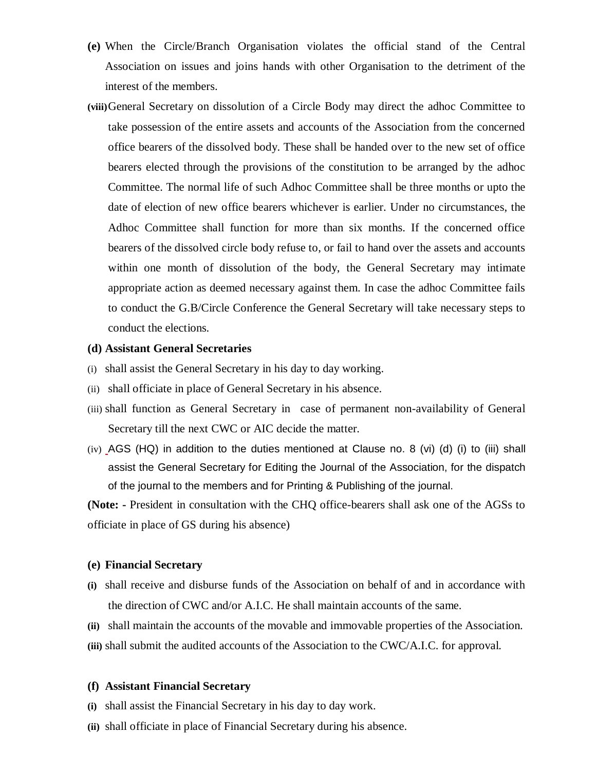**(e)** When the Circle/Branch Organisation violates the official stand of the Central Association on issues and joins hands with other Organisation to the detriment of the interest of the members.

**(viii)** General Secretary on dissolution of a Circle Body may direct the adhoc Committee to take possession of the entire assets and accounts of the Association from the concerned office bearers of the dissolved body. These shall be handed over to the new set of office bearers elected through the provisions of the constitution to be arranged by the adhoc Committee. The normal life of such Adhoc Committee shall be three months or upto the date of election of new office bearers whichever is earlier. Under no circumstances, the Adhoc Committee shall function for more than six months. If the concerned office bearers of the dissolved circle body refuse to, or fail to hand over the assets and accounts within one month of dissolution of the body, the General Secretary may intimate appropriate action as deemed necessary against them. In case the adhoc Committee fails to conduct the G.B/Circle Conference the General Secretary will take necessary steps to conduct the elections.

**(d) Assistant General Secretaries**

(i) shall assist the General Secretary in his day to day working.

(ii) shall officiate in place of General Secretary in his absence.

(iii) shall function as General Secretary in case of permanent non-availability of General Secretary till the next CWC or AIC decide the matter.

(iv) AGS (HQ) in addition to the duties mentioned at Clause no. 8 (vi) (d) (i) to (iii) shall assist the General Secretary for Editing the Journal of the Association, for the dispatch of the journal to the members and for Printing & Publishing of the journal.

**(Note: -** President in consultation with the CHQ office-bearers shall ask one of the AGSs to officiate in place of GS during his absence)

**(e) Financial Secretary**

**(i)** shall receive and disburse funds of the Association on behalf of and in accordance with the direction of CWC and/or A.I.C. He shall maintain accounts of the same.

**(ii)** shall maintain the accounts of the movable and immovable properties of the Association.

**(iii)** shall submit the audited accounts of the Association to the CWC/A.I.C. for approval.

**(f) Assistant Financial Secretary**

**(i)** shall assist the Financial Secretary in his day to day work.

**(ii)** shall officiate in place of Financial Secretary during his absence.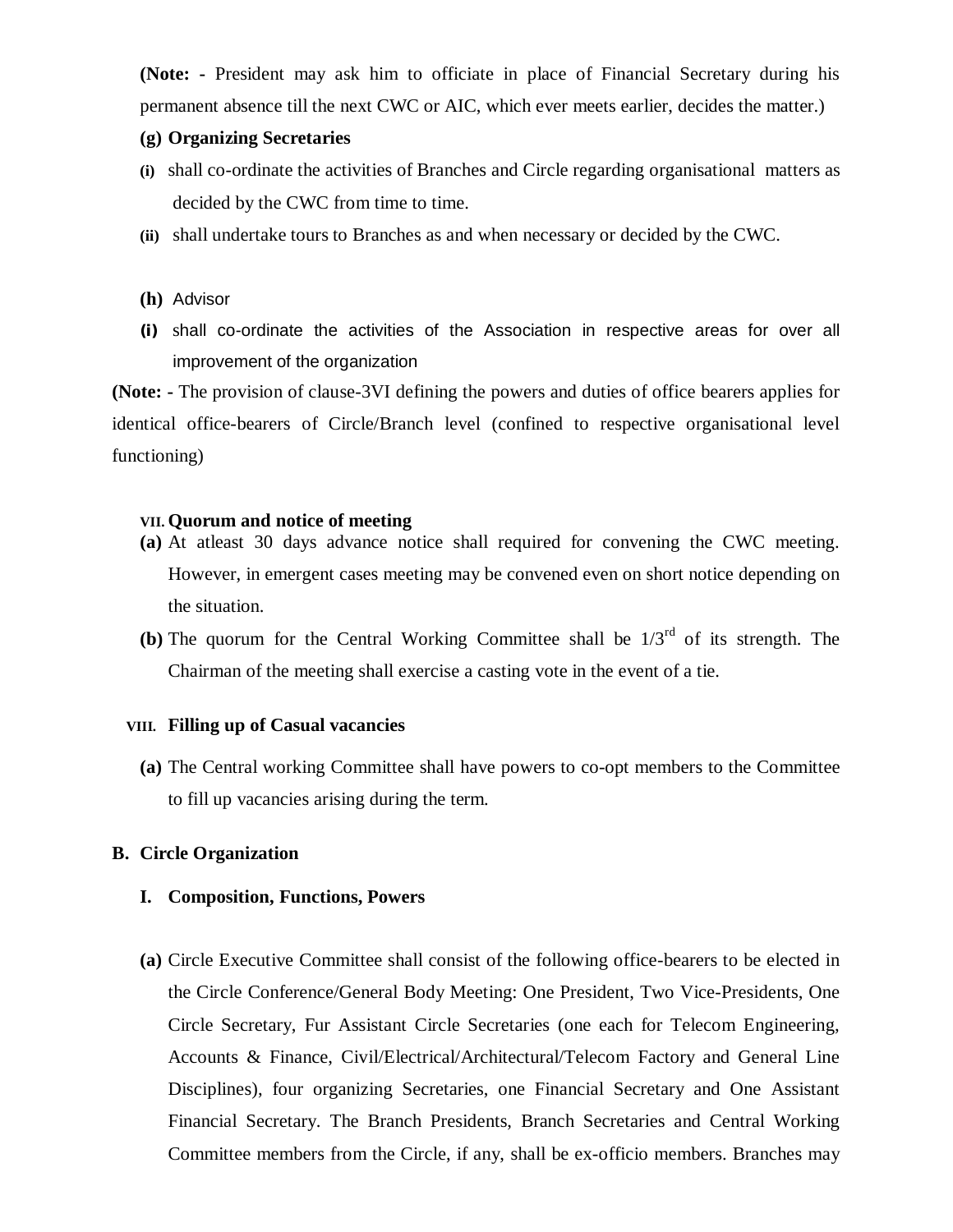**(Note: -** President may ask him to officiate in place of Financial Secretary during his permanent absence till the next CWC or AIC, which ever meets earlier, decides the matter.)

**(g) Organizing Secretaries**

**(i)** shall co-ordinate the activities of Branches and Circle regarding organisational matters as decided by the CWC from time to time.

**(ii)** shall undertake tours to Branches as and when necessary or decided by the CWC.

**(h)** Advisor

**(i)** shall co-ordinate the activities of the Association in respective areas for over all improvement of the organization

**(Note: -** The provision of clause-3VI defining the powers and duties of office bearers applies for identical office-bearers of Circle/Branch level (confined to respective organisational level functioning)

**VII. Quorum and notice of meeting**

**(a)** At atleast 30 days advance notice shall required for convening the CWC meeting. However, in emergent cases meeting may be convened even on short notice depending on the situation.

**(b)** The quorum for the Central Working Committee shall be 1/3rd of its strength. The Chairman of the meeting shall exercise a casting vote in the event of a tie.

**VIII. Filling up of Casual vacancies**

**(a)** The Central working Committee shall have powers to co-opt members to the Committee to fill up vacancies arising during the term.

**B. Circle Organization**

**I. Composition, Functions, Powers**

**(a)** Circle Executive Committee shall consist of the following office-bearers to be elected in the Circle Conference/General Body Meeting: One President, Two Vice-Presidents, One Circle Secretary, Fur Assistant Circle Secretaries (one each for Telecom Engineering, Accounts & Finance, Civil/Electrical/Architectural/Telecom Factory and General Line Disciplines), four organizing Secretaries, one Financial Secretary and One Assistant Financial Secretary. The Branch Presidents, Branch Secretaries and Central Working Committee members from the Circle, if any, shall be ex-officio members. Branches may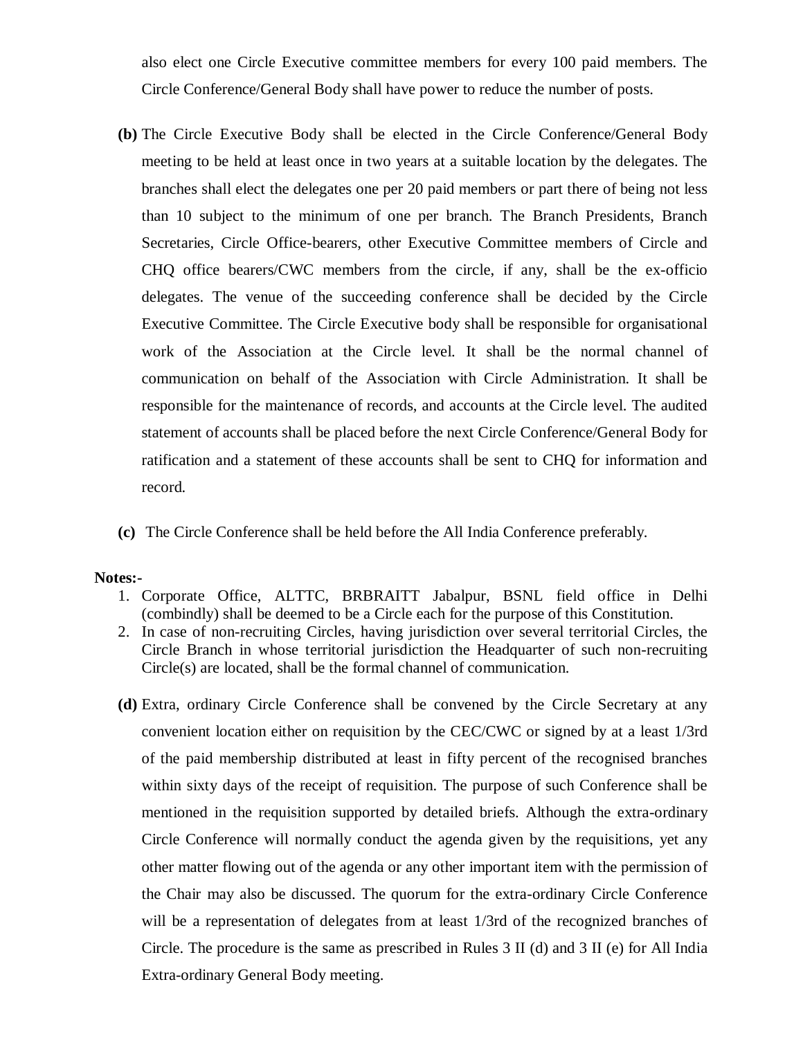also elect one Circle Executive committee members for every 100 paid members. The Circle Conference/General Body shall have power to reduce the number of posts.

**(b)** The Circle Executive Body shall be elected in the Circle Conference/General Body meeting to be held at least once in two years at a suitable location by the delegates. The branches shall elect the delegates one per 20 paid members or part there of being not less than 10 subject to the minimum of one per branch. The Branch Presidents, Branch Secretaries, Circle Office-bearers, other Executive Committee members of Circle and CHQ office bearers/CWC members from the circle, if any, shall be the ex-officio delegates. The venue of the succeeding conference shall be decided by the Circle Executive Committee. The Circle Executive body shall be responsible for organisational work of the Association at the Circle level. It shall be the normal channel of communication on behalf of the Association with Circle Administration. It shall be responsible for the maintenance of records, and accounts at the Circle level. The audited statement of accounts shall be placed before the next Circle Conference/General Body for ratification and a statement of these accounts shall be sent to CHQ for information and record.

**(c)** The Circle Conference shall be held before the All India Conference preferably.

**Notes:-**

1. Corporate Office, ALTTC, BRBRAITT Jabalpur, BSNL field office in Delhi (combindly) shall be deemed to be a Circle each for the purpose of this Constitution.
2. In case of non-recruiting Circles, having jurisdiction over several territorial Circles, the Circle Branch in whose territorial jurisdiction the Headquarter of such non-recruiting Circle(s) are located, shall be the formal channel of communication.

**(d)** Extra, ordinary Circle Conference shall be convened by the Circle Secretary at any convenient location either on requisition by the CEC/CWC or signed by at a least 1/3rd of the paid membership distributed at least in fifty percent of the recognised branches within sixty days of the receipt of requisition. The purpose of such Conference shall be mentioned in the requisition supported by detailed briefs. Although the extra-ordinary Circle Conference will normally conduct the agenda given by the requisitions, yet any other matter flowing out of the agenda or any other important item with the permission of the Chair may also be discussed. The quorum for the extra-ordinary Circle Conference will be a representation of delegates from at least 1/3rd of the recognized branches of Circle. The procedure is the same as prescribed in Rules 3 II (d) and 3 II (e) for All India Extra-ordinary General Body meeting.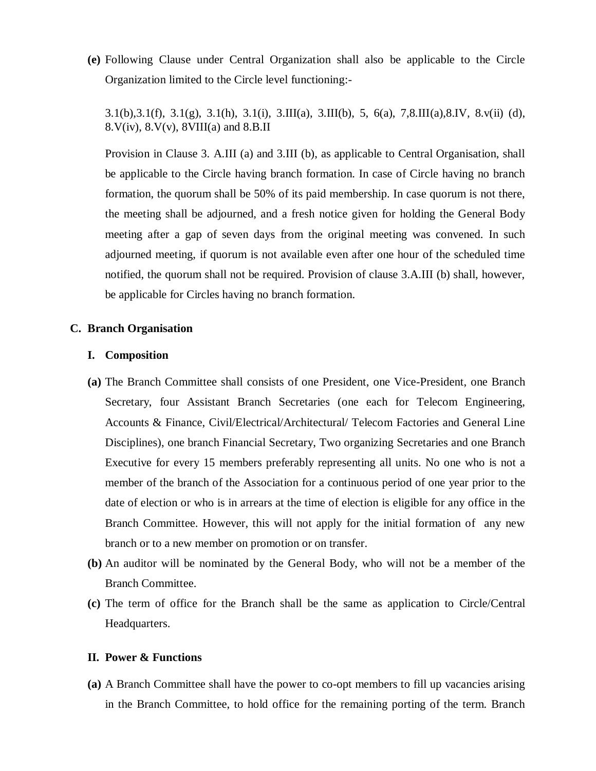**(e)** Following Clause under Central Organization shall also be applicable to the Circle Organization limited to the Circle level functioning:-

3.1(b),3.1(f), 3.1(g), 3.1(h), 3.1(i), 3.III(a), 3.III(b), 5, 6(a), 7,8.III(a),8.IV, 8.v(ii) (d), 8.V(iv), 8.V(v), 8VIII(a) and 8.B.II

Provision in Clause 3. A.III (a) and 3.III (b), as applicable to Central Organisation, shall be applicable to the Circle having branch formation. In case of Circle having no branch formation, the quorum shall be 50% of its paid membership. In case quorum is not there, the meeting shall be adjourned, and a fresh notice given for holding the General Body meeting after a gap of seven days from the original meeting was convened. In such adjourned meeting, if quorum is not available even after one hour of the scheduled time notified, the quorum shall not be required. Provision of clause 3.A.III (b) shall, however, be applicable for Circles having no branch formation.

## C. Branch Organisation

### I. Composition

**(a)** The Branch Committee shall consists of one President, one Vice-President, one Branch Secretary, four Assistant Branch Secretaries (one each for Telecom Engineering, Accounts & Finance, Civil/Electrical/Architectural/ Telecom Factories and General Line Disciplines), one branch Financial Secretary, Two organizing Secretaries and one Branch Executive for every 15 members preferably representing all units. No one who is not a member of the branch of the Association for a continuous period of one year prior to the date of election or who is in arrears at the time of election is eligible for any office in the Branch Committee. However, this will not apply for the initial formation of any new branch or to a new member on promotion or on transfer.

**(b)** An auditor will be nominated by the General Body, who will not be a member of the Branch Committee.

**(c)** The term of office for the Branch shall be the same as application to Circle/Central Headquarters.

### II. Power & Functions

**(a)** A Branch Committee shall have the power to co-opt members to fill up vacancies arising in the Branch Committee, to hold office for the remaining porting of the term. Branch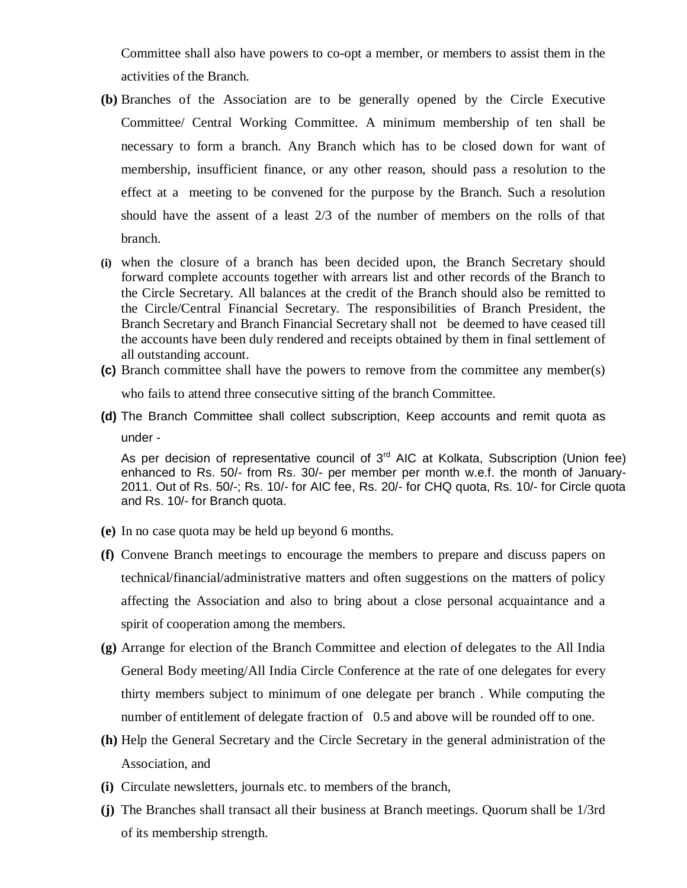Committee shall also have powers to co-opt a member, or members to assist them in the activities of the Branch.

**(b)** Branches of the Association are to be generally opened by the Circle Executive Committee/ Central Working Committee. A minimum membership of ten shall be necessary to form a branch. Any Branch which has to be closed down for want of membership, insufficient finance, or any other reason, should pass a resolution to the effect at a meeting to be convened for the purpose by the Branch. Such a resolution should have the assent of a least 2/3 of the number of members on the rolls of that branch.

**(i)** when the closure of a branch has been decided upon, the Branch Secretary should forward complete accounts together with arrears list and other records of the Branch to the Circle Secretary. All balances at the credit of the Branch should also be remitted to the Circle/Central Financial Secretary. The responsibilities of Branch President, the Branch Secretary and Branch Financial Secretary shall not be deemed to have ceased till the accounts have been duly rendered and receipts obtained by them in final settlement of all outstanding account.

**(c)** Branch committee shall have the powers to remove from the committee any member(s) who fails to attend three consecutive sitting of the branch Committee.

**(d)** The Branch Committee shall collect subscription, Keep accounts and remit quota as under -

As per decision of representative council of 3rd AIC at Kolkata, Subscription (Union fee) enhanced to Rs. 50/- from Rs. 30/- per member per month w.e.f. the month of January-2011. Out of Rs. 50/-; Rs. 10/- for AIC fee, Rs. 20/- for CHQ quota, Rs. 10/- for Circle quota and Rs. 10/- for Branch quota.

**(e)** In no case quota may be held up beyond 6 months.

**(f)** Convene Branch meetings to encourage the members to prepare and discuss papers on technical/financial/administrative matters and often suggestions on the matters of policy affecting the Association and also to bring about a close personal acquaintance and a spirit of cooperation among the members.

**(g)** Arrange for election of the Branch Committee and election of delegates to the All India General Body meeting/All India Circle Conference at the rate of one delegates for every thirty members subject to minimum of one delegate per branch . While computing the number of entitlement of delegate fraction of 0.5 and above will be rounded off to one.

**(h)** Help the General Secretary and the Circle Secretary in the general administration of the Association, and

**(i)** Circulate newsletters, journals etc. to members of the branch,

**(j)** The Branches shall transact all their business at Branch meetings. Quorum shall be 1/3rd of its membership strength.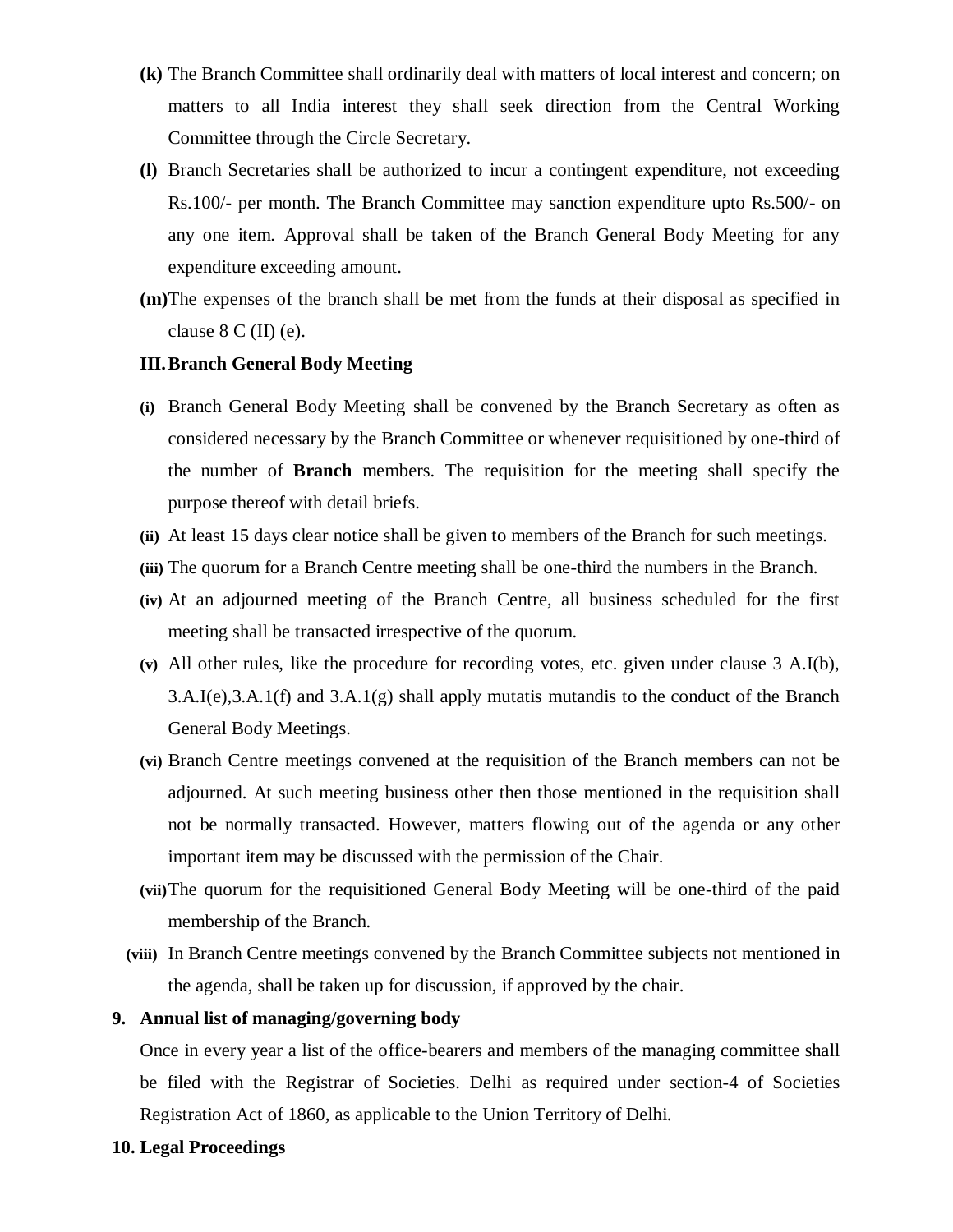**(k)** The Branch Committee shall ordinarily deal with matters of local interest and concern; on matters to all India interest they shall seek direction from the Central Working Committee through the Circle Secretary.

**(l)** Branch Secretaries shall be authorized to incur a contingent expenditure, not exceeding Rs.100/- per month. The Branch Committee may sanction expenditure upto Rs.500/- on any one item. Approval shall be taken of the Branch General Body Meeting for any expenditure exceeding amount.

**(m)** The expenses of the branch shall be met from the funds at their disposal as specified in clause 8 C (II) (e).

### III. Branch General Body Meeting

**(i)** Branch General Body Meeting shall be convened by the Branch Secretary as often as considered necessary by the Branch Committee or whenever requisitioned by one-third of the number of **Branch** members. The requisition for the meeting shall specify the purpose thereof with detail briefs.

**(ii)** At least 15 days clear notice shall be given to members of the Branch for such meetings.

**(iii)** The quorum for a Branch Centre meeting shall be one-third the numbers in the Branch.

**(iv)** At an adjourned meeting of the Branch Centre, all business scheduled for the first meeting shall be transacted irrespective of the quorum.

**(v)** All other rules, like the procedure for recording votes, etc. given under clause 3 A.I(b), 3.A.I(e),3.A.1(f) and 3.A.1(g) shall apply mutatis mutandis to the conduct of the Branch General Body Meetings.

**(vi)** Branch Centre meetings convened at the requisition of the Branch members can not be adjourned. At such meeting business other then those mentioned in the requisition shall not be normally transacted. However, matters flowing out of the agenda or any other important item may be discussed with the permission of the Chair.

**(vii)** The quorum for the requisitioned General Body Meeting will be one-third of the paid membership of the Branch.

**(viii)** In Branch Centre meetings convened by the Branch Committee subjects not mentioned in the agenda, shall be taken up for discussion, if approved by the chair.

## 9. Annual list of managing/governing body

Once in every year a list of the office-bearers and members of the managing committee shall be filed with the Registrar of Societies. Delhi as required under section-4 of Societies Registration Act of 1860, as applicable to the Union Territory of Delhi.

## 10. Legal Proceedings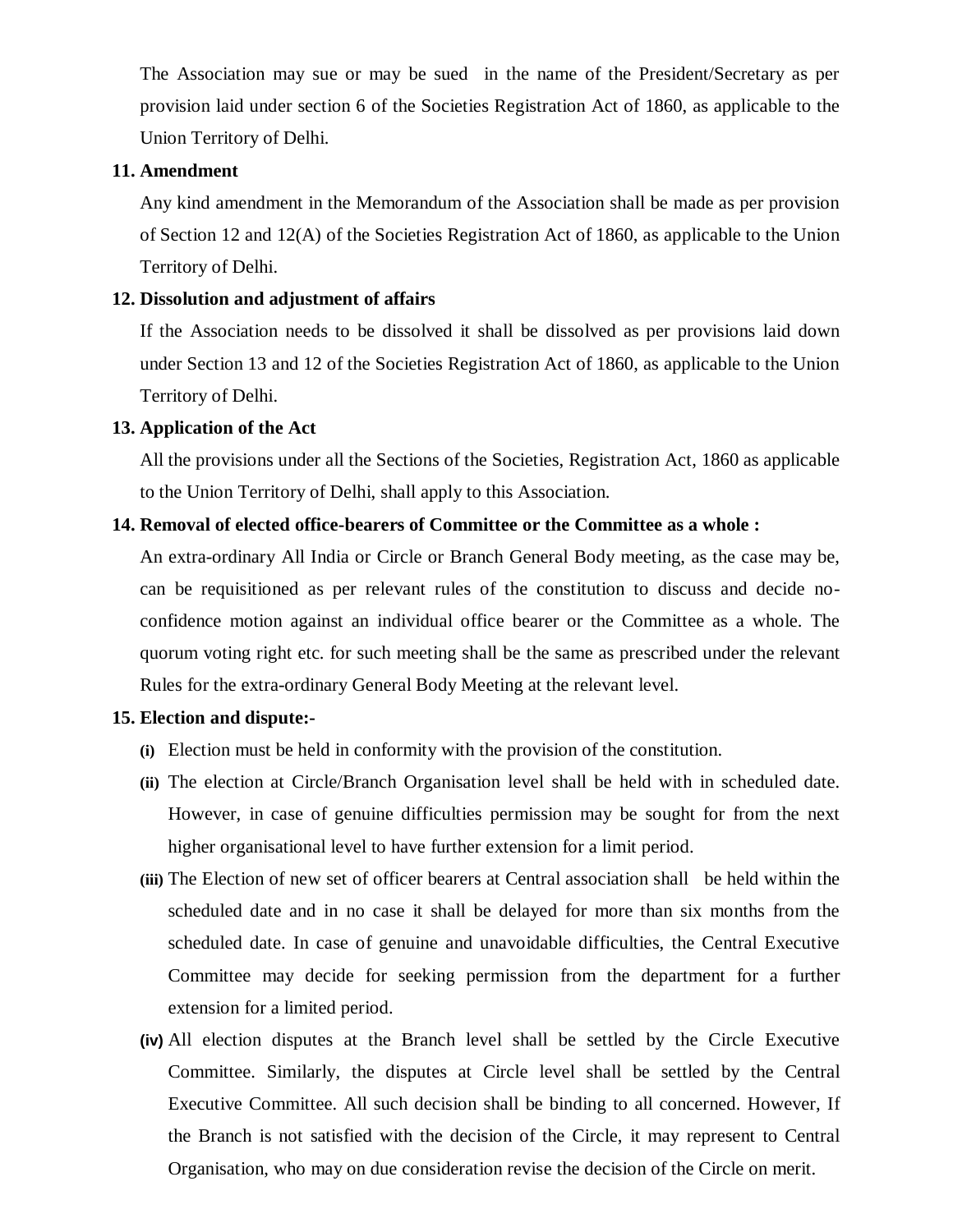The Association may sue or may be sued in the name of the President/Secretary as per provision laid under section 6 of the Societies Registration Act of 1860, as applicable to the Union Territory of Delhi.

**11. Amendment**

Any kind amendment in the Memorandum of the Association shall be made as per provision of Section 12 and 12(A) of the Societies Registration Act of 1860, as applicable to the Union Territory of Delhi.

**12. Dissolution and adjustment of affairs**

If the Association needs to be dissolved it shall be dissolved as per provisions laid down under Section 13 and 12 of the Societies Registration Act of 1860, as applicable to the Union Territory of Delhi.

**13. Application of the Act**

All the provisions under all the Sections of the Societies, Registration Act, 1860 as applicable to the Union Territory of Delhi, shall apply to this Association.

**14. Removal of elected office-bearers of Committee or the Committee as a whole :**

An extra-ordinary All India or Circle or Branch General Body meeting, as the case may be, can be requisitioned as per relevant rules of the constitution to discuss and decide no-confidence motion against an individual office bearer or the Committee as a whole. The quorum voting right etc. for such meeting shall be the same as prescribed under the relevant Rules for the extra-ordinary General Body Meeting at the relevant level.

**15. Election and dispute:-**

- **(i)** Election must be held in conformity with the provision of the constitution.
- **(ii)** The election at Circle/Branch Organisation level shall be held with in scheduled date. However, in case of genuine difficulties permission may be sought for from the next higher organisational level to have further extension for a limit period.
- **(iii)** The Election of new set of officer bearers at Central association shall be held within the scheduled date and in no case it shall be delayed for more than six months from the scheduled date. In case of genuine and unavoidable difficulties, the Central Executive Committee may decide for seeking permission from the department for a further extension for a limited period.
- **(iv)** All election disputes at the Branch level shall be settled by the Circle Executive Committee. Similarly, the disputes at Circle level shall be settled by the Central Executive Committee. All such decision shall be binding to all concerned. However, If the Branch is not satisfied with the decision of the Circle, it may represent to Central Organisation, who may on due consideration revise the decision of the Circle on merit.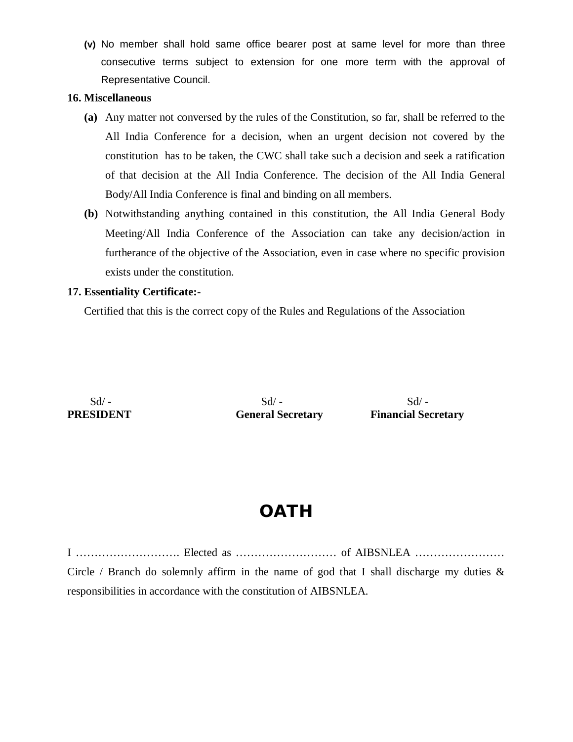(v) No member shall hold same office bearer post at same level for more than three consecutive terms subject to extension for one more term with the approval of Representative Council.

**16. Miscellaneous**

**(a)** Any matter not conversed by the rules of the Constitution, so far, shall be referred to the All India Conference for a decision, when an urgent decision not covered by the constitution has to be taken, the CWC shall take such a decision and seek a ratification of that decision at the All India Conference. The decision of the All India General Body/All India Conference is final and binding on all members.

**(b)** Notwithstanding anything contained in this constitution, the All India General Body Meeting/All India Conference of the Association can take any decision/action in furtherance of the objective of the Association, even in case where no specific provision exists under the constitution.

**17. Essentiality Certificate:-**

Certified that this is the correct copy of the Rules and Regulations of the Association

| | | |
|---|---|---|
| Sd/ - | Sd/ - | Sd/ - |
| **PRESIDENT** | **General Secretary** | **Financial Secretary** |

# OATH

I ………………………. Elected as ……………………… of AIBSNLEA …………………… Circle / Branch do solemnly affirm in the name of god that I shall discharge my duties & responsibilities in accordance with the constitution of AIBSNLEA.